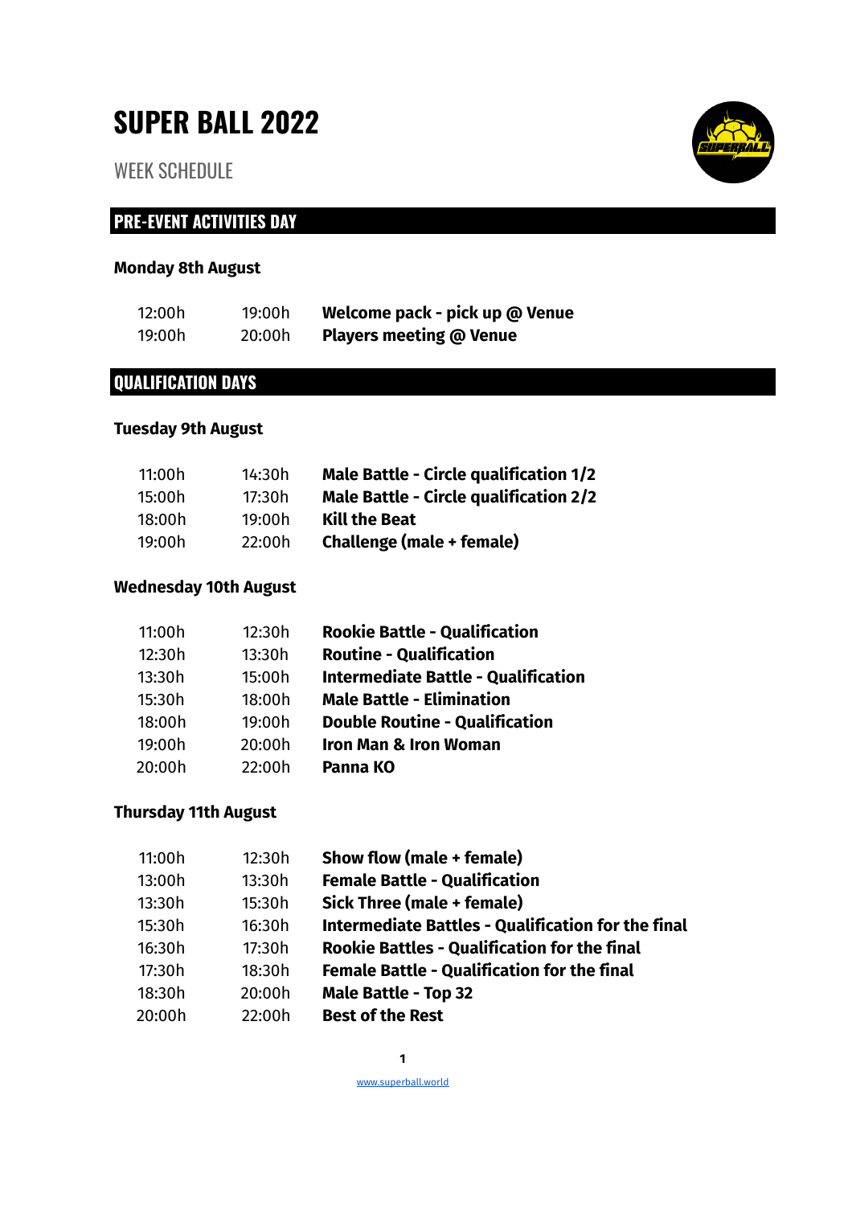# SUPER BALL 2022

WEEK SCHEDULE

## PRE-EVENT ACTIVITIES DAY

### Monday 8th August

| | | |
|---|---|---|
| 12:00h | 19:00h | **Welcome pack - pick up @ Venue** |
| 19:00h | 20:00h | **Players meeting @ Venue** |

## QUALIFICATION DAYS

### Tuesday 9th August

| | | |
|---|---|---|
| 11:00h | 14:30h | **Male Battle - Circle qualification 1/2** |
| 15:00h | 17:30h | **Male Battle - Circle qualification 2/2** |
| 18:00h | 19:00h | **Kill the Beat** |
| 19:00h | 22:00h | **Challenge (male + female)** |

### Wednesday 10th August

| | | |
|---|---|---|
| 11:00h | 12:30h | **Rookie Battle - Qualification** |
| 12:30h | 13:30h | **Routine - Qualification** |
| 13:30h | 15:00h | **Intermediate Battle - Qualification** |
| 15:30h | 18:00h | **Male Battle - Elimination** |
| 18:00h | 19:00h | **Double Routine - Qualification** |
| 19:00h | 20:00h | **Iron Man & Iron Woman** |
| 20:00h | 22:00h | **Panna KO** |

### Thursday 11th August

| | | |
|---|---|---|
| 11:00h | 12:30h | **Show flow (male + female)** |
| 13:00h | 13:30h | **Female Battle - Qualification** |
| 13:30h | 15:30h | **Sick Three (male + female)** |
| 15:30h | 16:30h | **Intermediate Battles - Qualification for the final** |
| 16:30h | 17:30h | **Rookie Battles - Qualification for the final** |
| 17:30h | 18:30h | **Female Battle - Qualification for the final** |
| 18:30h | 20:00h | **Male Battle - Top 32** |
| 20:00h | 22:00h | **Best of the Rest** |

www.superball.world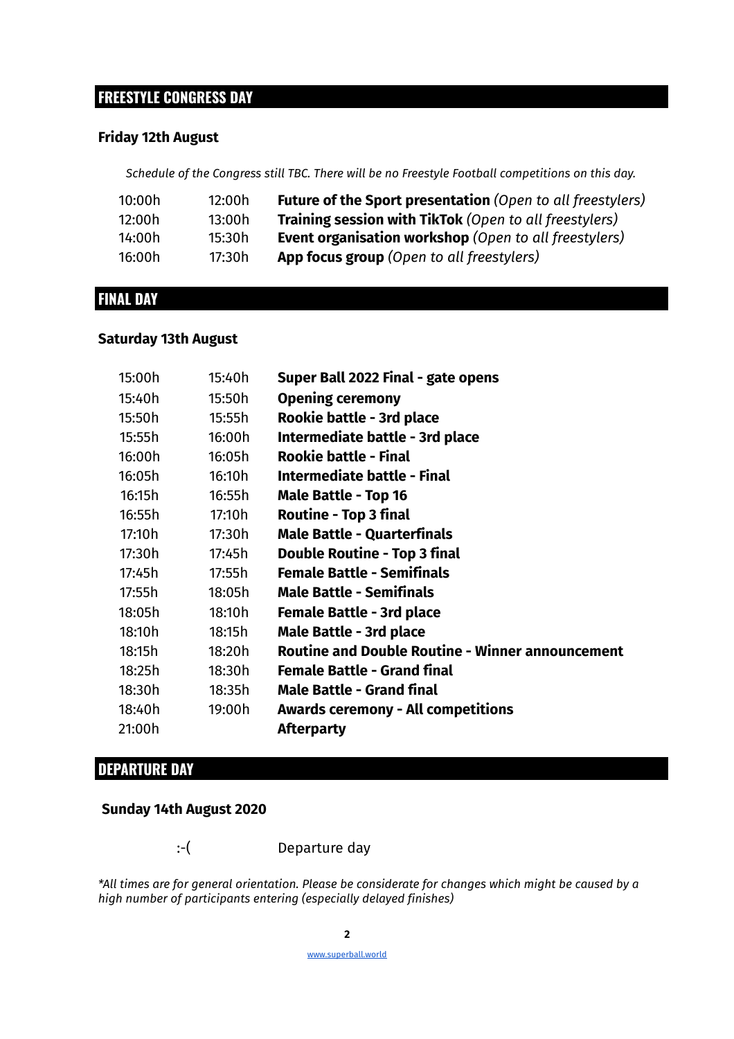## FREESTYLE CONGRESS DAY

**Friday 12th August**

*Schedule of the Congress still TBC. There will be no Freestyle Football competitions on this day.*

| | | |
|---|---|---|
| 10:00h | 12:00h | **Future of the Sport presentation** *(Open to all freestylers)* |
| 12:00h | 13:00h | **Training session with TikTok** *(Open to all freestylers)* |
| 14:00h | 15:30h | **Event organisation workshop** *(Open to all freestylers)* |
| 16:00h | 17:30h | **App focus group** *(Open to all freestylers)* |

## FINAL DAY

**Saturday 13th August**

| | | |
|---|---|---|
| 15:00h | 15:40h | **Super Ball 2022 Final - gate opens** |
| 15:40h | 15:50h | **Opening ceremony** |
| 15:50h | 15:55h | **Rookie battle - 3rd place** |
| 15:55h | 16:00h | **Intermediate battle - 3rd place** |
| 16:00h | 16:05h | **Rookie battle - Final** |
| 16:05h | 16:10h | **Intermediate battle - Final** |
| 16:15h | 16:55h | **Male Battle - Top 16** |
| 16:55h | 17:10h | **Routine - Top 3 final** |
| 17:10h | 17:30h | **Male Battle - Quarterfinals** |
| 17:30h | 17:45h | **Double Routine - Top 3 final** |
| 17:45h | 17:55h | **Female Battle - Semifinals** |
| 17:55h | 18:05h | **Male Battle - Semifinals** |
| 18:05h | 18:10h | **Female Battle - 3rd place** |
| 18:10h | 18:15h | **Male Battle - 3rd place** |
| 18:15h | 18:20h | **Routine and Double Routine - Winner announcement** |
| 18:25h | 18:30h | **Female Battle - Grand final** |
| 18:30h | 18:35h | **Male Battle - Grand final** |
| 18:40h | 19:00h | **Awards ceremony - All competitions** |
| 21:00h | | **Afterparty** |

## DEPARTURE DAY

**Sunday 14th August 2020**

:-( Departure day

*\*All times are for general orientation. Please be considerate for changes which might be caused by a high number of participants entering (especially delayed finishes)*

www.superball.world